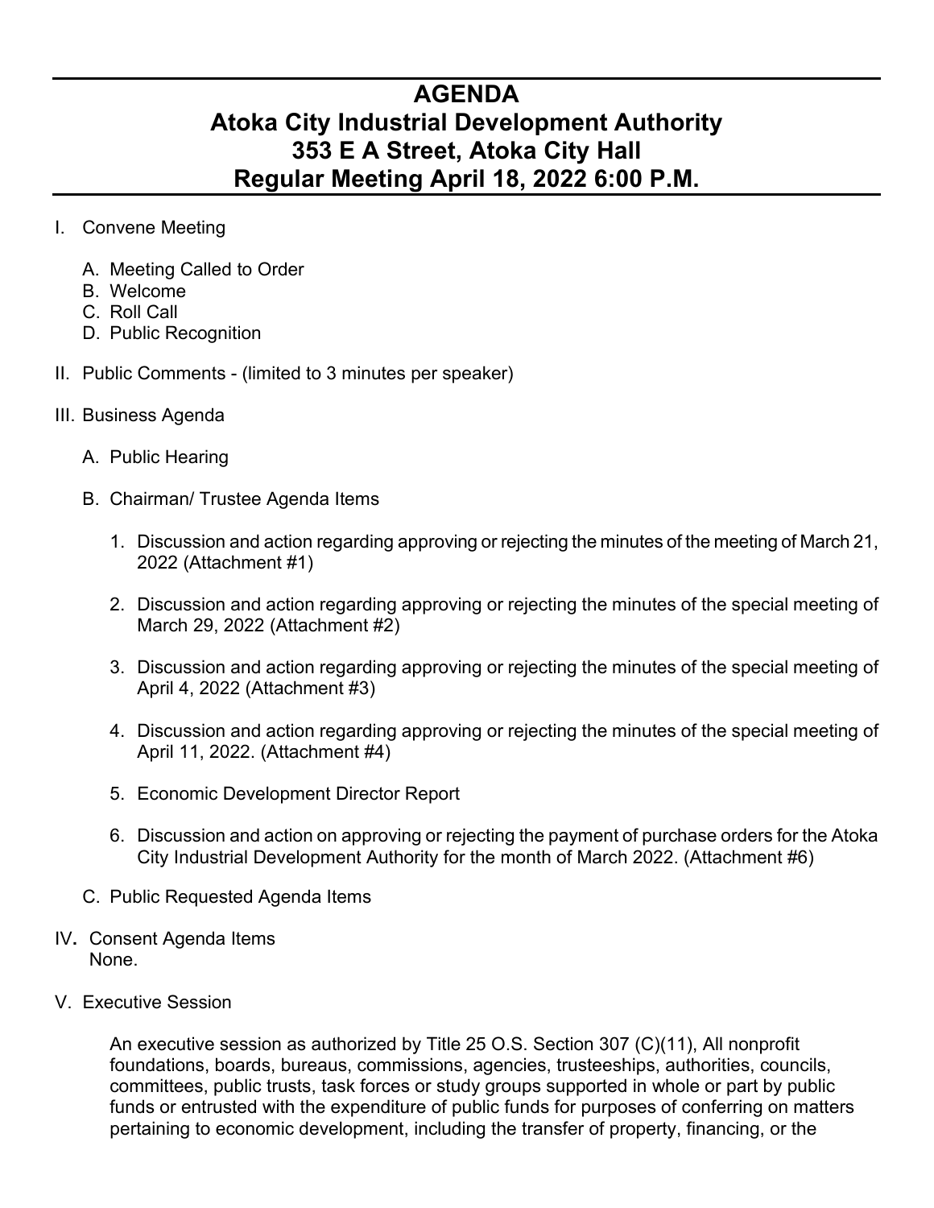# AGENDA
# Atoka City Industrial Development Authority
# 353 E A Street, Atoka City Hall
# Regular Meeting April 18, 2022 6:00 P.M.

I. Convene Meeting

   A. Meeting Called to Order
   B. Welcome
   C. Roll Call
   D. Public Recognition

II. Public Comments - (limited to 3 minutes per speaker)

III. Business Agenda

   A. Public Hearing

   B. Chairman/ Trustee Agenda Items

      1. Discussion and action regarding approving or rejecting the minutes of the meeting of March 21, 2022 (Attachment #1)

      2. Discussion and action regarding approving or rejecting the minutes of the special meeting of March 29, 2022 (Attachment #2)

      3. Discussion and action regarding approving or rejecting the minutes of the special meeting of April 4, 2022 (Attachment #3)

      4. Discussion and action regarding approving or rejecting the minutes of the special meeting of April 11, 2022. (Attachment #4)

      5. Economic Development Director Report

      6. Discussion and action on approving or rejecting the payment of purchase orders for the Atoka City Industrial Development Authority for the month of March 2022. (Attachment #6)

   C. Public Requested Agenda Items

IV**.** Consent Agenda Items
None.

V. Executive Session

An executive session as authorized by Title 25 O.S. Section 307 (C)(11), All nonprofit foundations, boards, bureaus, commissions, agencies, trusteeships, authorities, councils, committees, public trusts, task forces or study groups supported in whole or part by public funds or entrusted with the expenditure of public funds for purposes of conferring on matters pertaining to economic development, including the transfer of property, financing, or the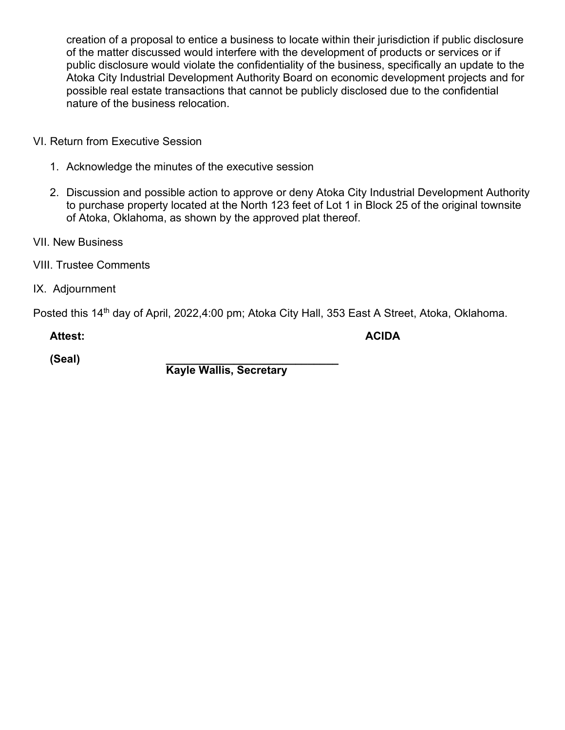creation of a proposal to entice a business to locate within their jurisdiction if public disclosure of the matter discussed would interfere with the development of products or services or if public disclosure would violate the confidentiality of the business, specifically an update to the Atoka City Industrial Development Authority Board on economic development projects and for possible real estate transactions that cannot be publicly disclosed due to the confidential nature of the business relocation.

VI. Return from Executive Session

1. Acknowledge the minutes of the executive session
2. Discussion and possible action to approve or deny Atoka City Industrial Development Authority to purchase property located at the North 123 feet of Lot 1 in Block 25 of the original townsite of Atoka, Oklahoma, as shown by the approved plat thereof.

VII. New Business

VIII. Trustee Comments

IX. Adjournment

Posted this 14th day of April, 2022,4:00 pm; Atoka City Hall, 353 East A Street, Atoka, Oklahoma.

**Attest:** **ACIDA**

**(Seal)** ______________________________

**Kayle Wallis, Secretary**